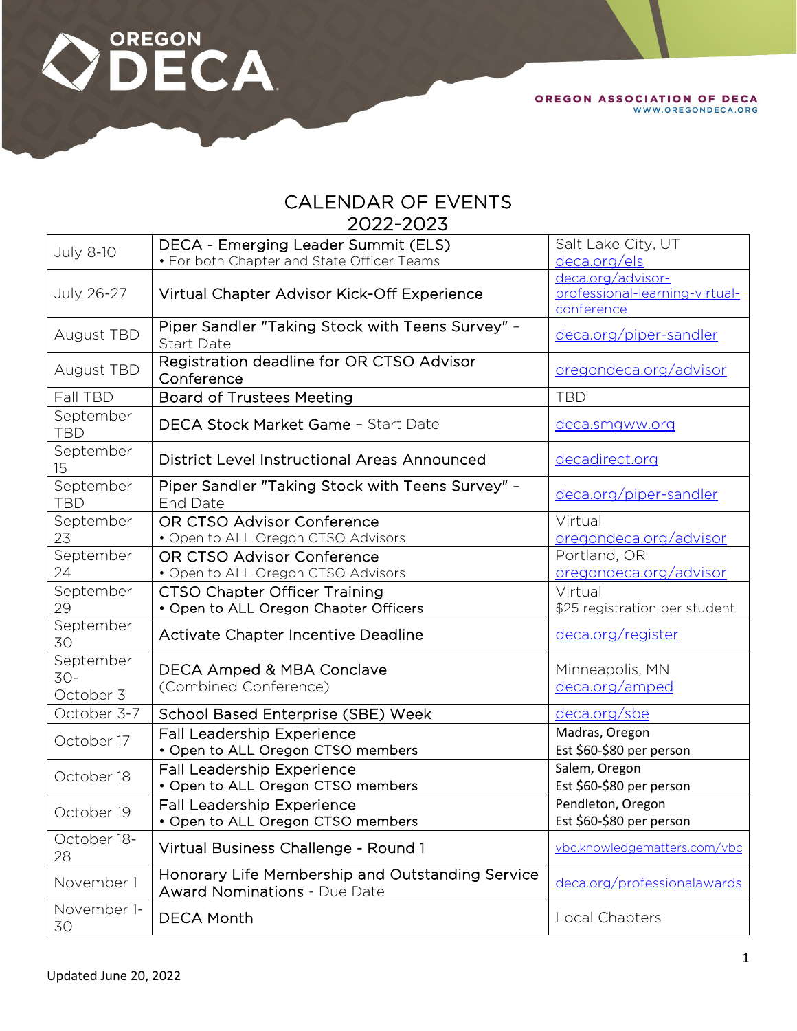OREGON DECA

OREGON ASSOCIATION OF DECA
WWW.OREGONDECA.ORG

# CALENDAR OF EVENTS 2022-2023

| | | |
|---|---|---|
| July 8-10 | DECA - Emerging Leader Summit (ELS)<br>• For both Chapter and State Officer Teams | Salt Lake City, UT<br>deca.org/els |
| July 26-27 | Virtual Chapter Advisor Kick-Off Experience | deca.org/advisor-professional-learning-virtual-conference |
| August TBD | Piper Sandler "Taking Stock with Teens Survey" - Start Date | deca.org/piper-sandler |
| August TBD | Registration deadline for OR CTSO Advisor Conference | oregondeca.org/advisor |
| Fall TBD | Board of Trustees Meeting | TBD |
| September TBD | DECA Stock Market Game - Start Date | deca.smgww.org |
| September 15 | District Level Instructional Areas Announced | decadirect.org |
| September TBD | Piper Sandler "Taking Stock with Teens Survey" - End Date | deca.org/piper-sandler |
| September 23 | OR CTSO Advisor Conference<br>• Open to ALL Oregon CTSO Advisors | Virtual<br>oregondeca.org/advisor |
| September 24 | OR CTSO Advisor Conference<br>• Open to ALL Oregon CTSO Advisors | Portland, OR<br>oregondeca.org/advisor |
| September 29 | CTSO Chapter Officer Training<br>• Open to ALL Oregon Chapter Officers | Virtual<br>$25 registration per student |
| September 30 | Activate Chapter Incentive Deadline | deca.org/register |
| September 30-October 3 | DECA Amped & MBA Conclave<br>(Combined Conference) | Minneapolis, MN<br>deca.org/amped |
| October 3-7 | School Based Enterprise (SBE) Week | deca.org/sbe |
| October 17 | Fall Leadership Experience<br>• Open to ALL Oregon CTSO members | Madras, Oregon<br>Est $60-$80 per person |
| October 18 | Fall Leadership Experience<br>• Open to ALL Oregon CTSO members | Salem, Oregon<br>Est $60-$80 per person |
| October 19 | Fall Leadership Experience<br>• Open to ALL Oregon CTSO members | Pendleton, Oregon<br>Est $60-$80 per person |
| October 18-28 | Virtual Business Challenge - Round 1 | vbc.knowledgematters.com/vbc |
| November 1 | Honorary Life Membership and Outstanding Service Award Nominations - Due Date | deca.org/professionalawards |
| November 1-30 | DECA Month | Local Chapters |

Updated June 20, 2022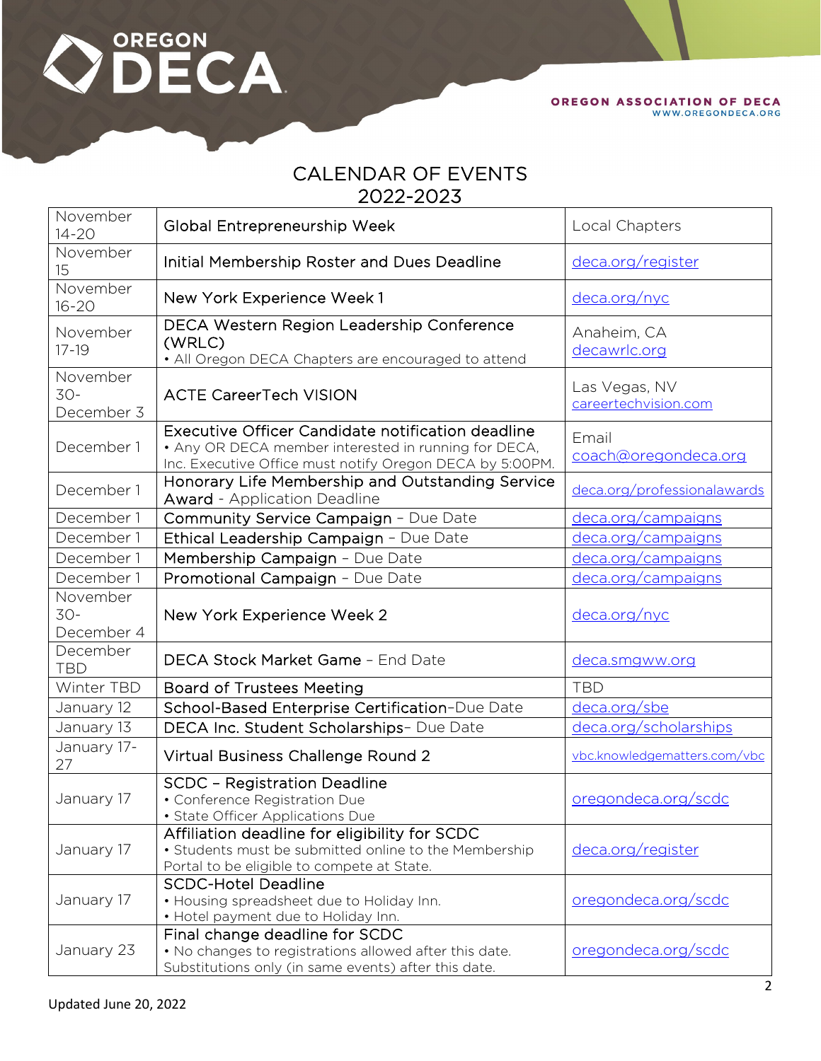OREGON DECA

OREGON ASSOCIATION OF DECA
WWW.OREGONDECA.ORG

# CALENDAR OF EVENTS
# 2022-2023

| | | |
|---|---|---|
| November 14-20 | Global Entrepreneurship Week | Local Chapters |
| November 15 | Initial Membership Roster and Dues Deadline | deca.org/register |
| November 16-20 | New York Experience Week 1 | deca.org/nyc |
| November 17-19 | DECA Western Region Leadership Conference (WRLC) • All Oregon DECA Chapters are encouraged to attend | Anaheim, CA decawrlc.org |
| November 30-December 3 | ACTE CareerTech VISION | Las Vegas, NV careertechvision.com |
| December 1 | Executive Officer Candidate notification deadline • Any OR DECA member interested in running for DECA, Inc. Executive Office must notify Oregon DECA by 5:00PM. | Email coach@oregondeca.org |
| December 1 | Honorary Life Membership and Outstanding Service Award - Application Deadline | deca.org/professionalawards |
| December 1 | Community Service Campaign – Due Date | deca.org/campaigns |
| December 1 | Ethical Leadership Campaign – Due Date | deca.org/campaigns |
| December 1 | Membership Campaign – Due Date | deca.org/campaigns |
| December 1 | Promotional Campaign – Due Date | deca.org/campaigns |
| November 30-December 4 | New York Experience Week 2 | deca.org/nyc |
| December TBD | DECA Stock Market Game – End Date | deca.smgww.org |
| Winter TBD | Board of Trustees Meeting | TBD |
| January 12 | School-Based Enterprise Certification–Due Date | deca.org/sbe |
| January 13 | DECA Inc. Student Scholarships– Due Date | deca.org/scholarships |
| January 17-27 | Virtual Business Challenge Round 2 | vbc.knowledgematters.com/vbc |
| January 17 | SCDC – Registration Deadline • Conference Registration Due • State Officer Applications Due | oregondeca.org/scdc |
| January 17 | Affiliation deadline for eligibility for SCDC • Students must be submitted online to the Membership Portal to be eligible to compete at State. | deca.org/register |
| January 17 | SCDC-Hotel Deadline • Housing spreadsheet due to Holiday Inn. • Hotel payment due to Holiday Inn. | oregondeca.org/scdc |
| January 23 | Final change deadline for SCDC • No changes to registrations allowed after this date. Substitutions only (in same events) after this date. | oregondeca.org/scdc |

Updated June 20, 2022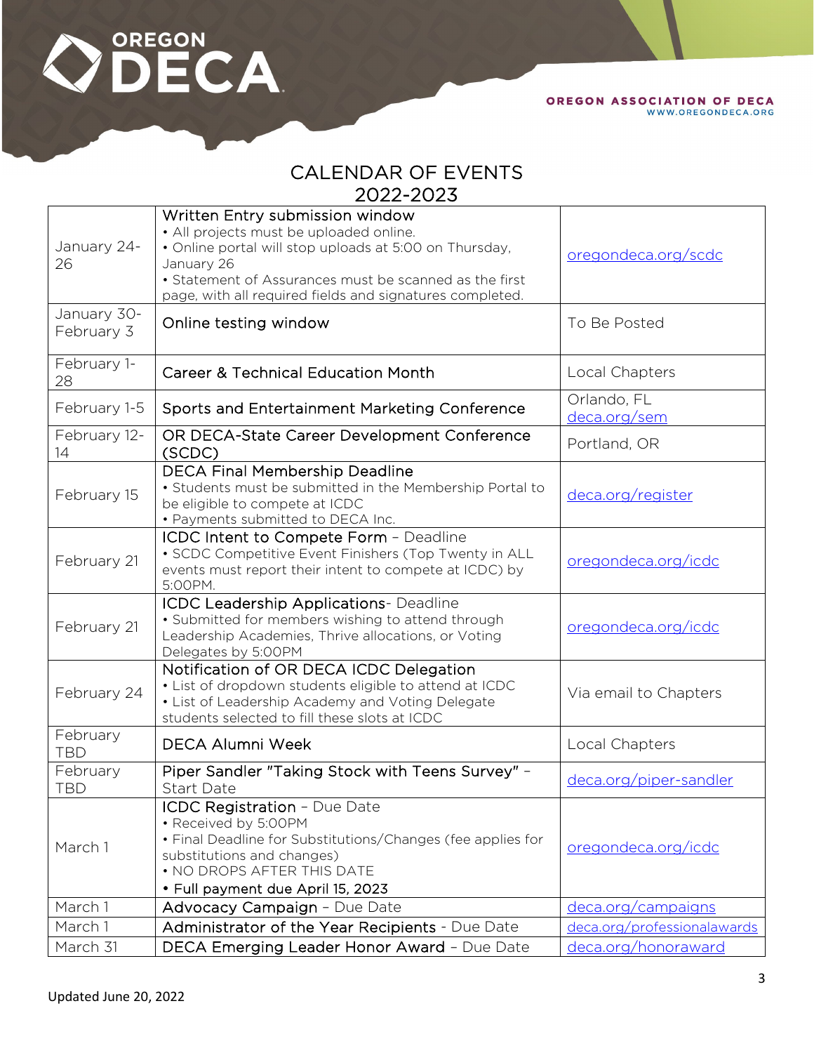OREGON DECA

OREGON ASSOCIATION OF DECA
WWW.OREGONDECA.ORG

# CALENDAR OF EVENTS
## 2022-2023

| | | |
|---|---|---|
| January 24-26 | Written Entry submission window<br>• All projects must be uploaded online.<br>• Online portal will stop uploads at 5:00 on Thursday, January 26<br>• Statement of Assurances must be scanned as the first page, with all required fields and signatures completed. | oregondeca.org/scdc |
| January 30-February 3 | Online testing window | To Be Posted |
| February 1-28 | Career & Technical Education Month | Local Chapters |
| February 1-5 | Sports and Entertainment Marketing Conference | Orlando, FL<br>deca.org/sem |
| February 12-14 | OR DECA-State Career Development Conference (SCDC) | Portland, OR |
| February 15 | DECA Final Membership Deadline<br>• Students must be submitted in the Membership Portal to be eligible to compete at ICDC<br>• Payments submitted to DECA Inc. | deca.org/register |
| February 21 | ICDC Intent to Compete Form – Deadline<br>• SCDC Competitive Event Finishers (Top Twenty in ALL events must report their intent to compete at ICDC) by 5:00PM. | oregondeca.org/icdc |
| February 21 | ICDC Leadership Applications- Deadline<br>• Submitted for members wishing to attend through Leadership Academies, Thrive allocations, or Voting Delegates by 5:00PM | oregondeca.org/icdc |
| February 24 | Notification of OR DECA ICDC Delegation<br>• List of dropdown students eligible to attend at ICDC<br>• List of Leadership Academy and Voting Delegate students selected to fill these slots at ICDC | Via email to Chapters |
| February TBD | DECA Alumni Week | Local Chapters |
| February TBD | Piper Sandler "Taking Stock with Teens Survey" – Start Date | deca.org/piper-sandler |
| March 1 | ICDC Registration – Due Date<br>• Received by 5:00PM<br>• Final Deadline for Substitutions/Changes (fee applies for substitutions and changes)<br>• NO DROPS AFTER THIS DATE<br>• Full payment due April 15, 2023 | oregondeca.org/icdc |
| March 1 | Advocacy Campaign – Due Date | deca.org/campaigns |
| March 1 | Administrator of the Year Recipients - Due Date | deca.org/professionalawards |
| March 31 | DECA Emerging Leader Honor Award – Due Date | deca.org/honoraward |

Updated June 20, 2022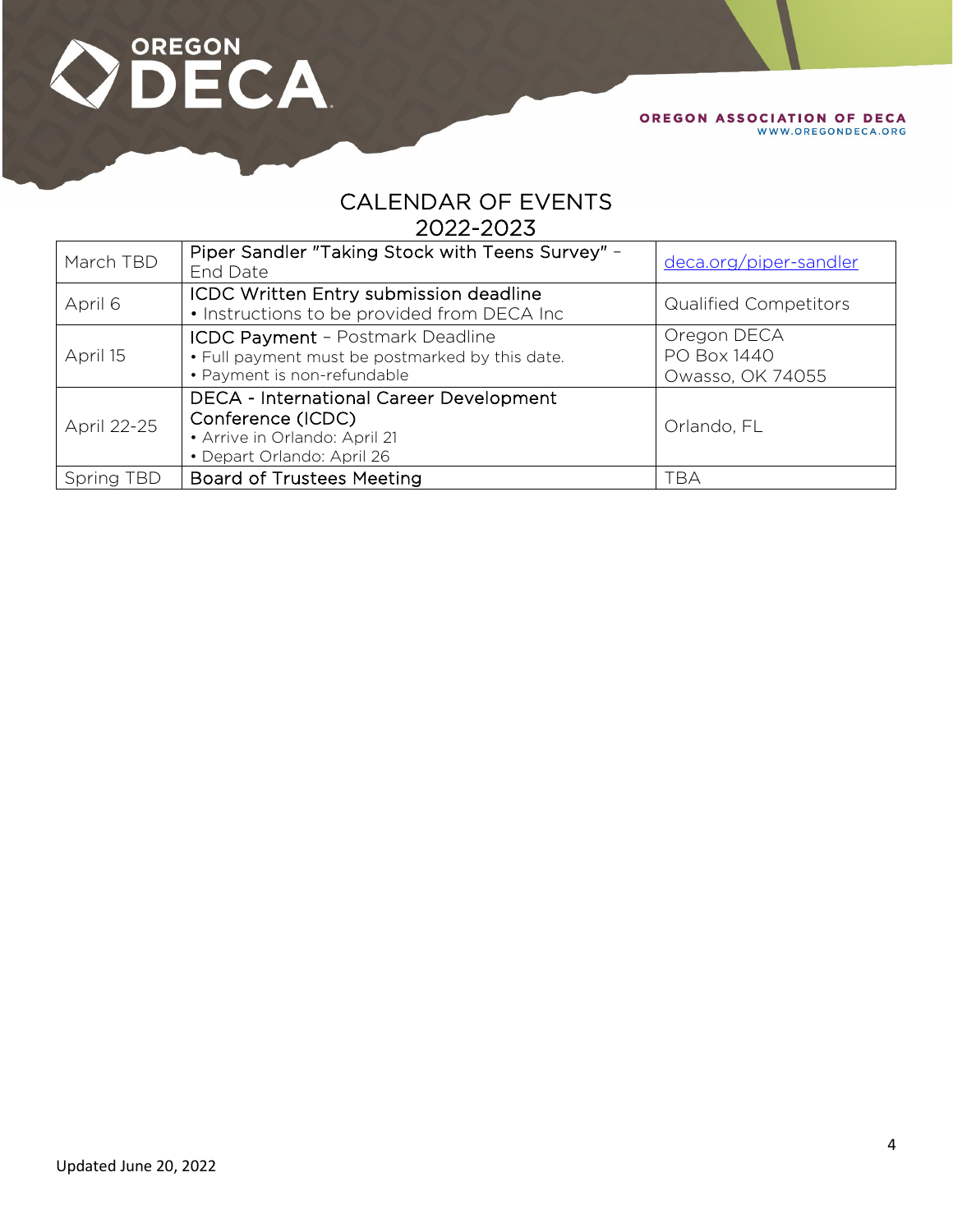# CALENDAR OF EVENTS
## 2022-2023

| | | |
|---|---|---|
| March TBD | Piper Sandler "Taking Stock with Teens Survey" – End Date | deca.org/piper-sandler |
| April 6 | ICDC Written Entry submission deadline<br>• Instructions to be provided from DECA Inc | Qualified Competitors |
| April 15 | ICDC Payment – Postmark Deadline<br>• Full payment must be postmarked by this date.<br>• Payment is non-refundable | Oregon DECA<br>PO Box 1440<br>Owasso, OK 74055 |
| April 22-25 | DECA - International Career Development Conference (ICDC)<br>• Arrive in Orlando: April 21<br>• Depart Orlando: April 26 | Orlando, FL |
| Spring TBD | Board of Trustees Meeting | TBA |

Updated June 20, 2022